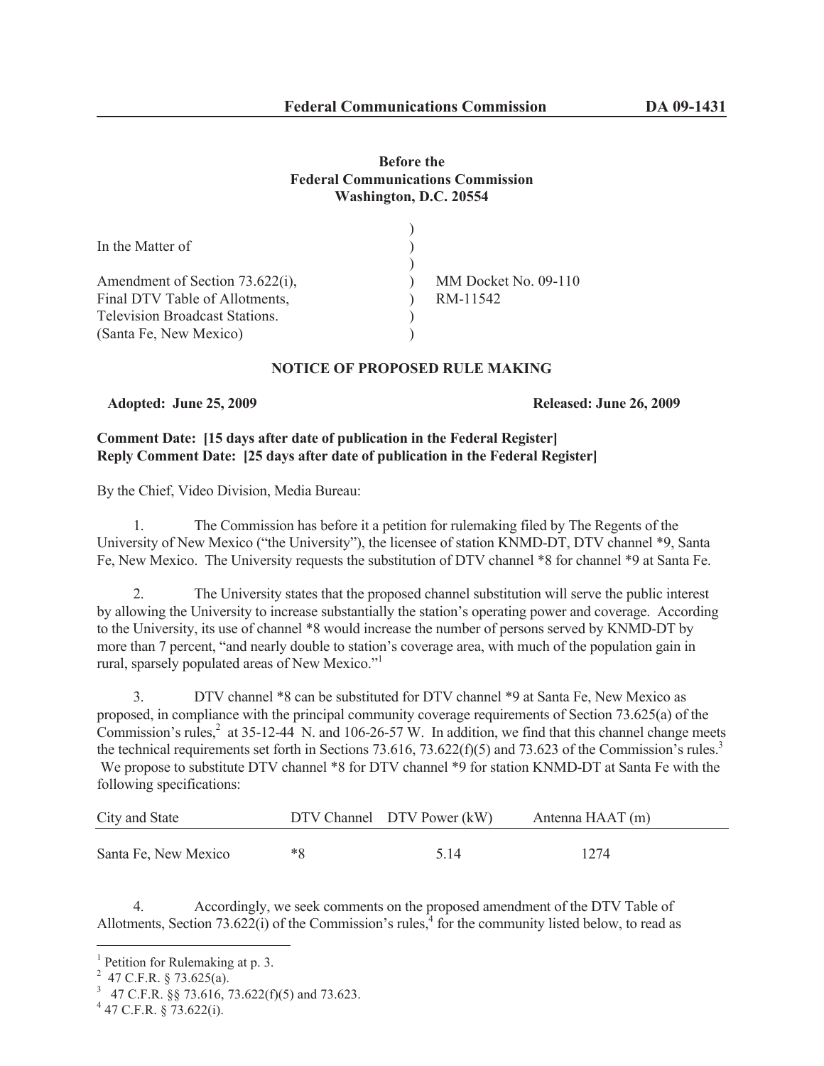**Before the**
**Federal Communications Commission**
**Washington, D.C. 20554**

| | | |
|---|---|---|
| In the Matter of | ) | |
| | ) | |
| Amendment of Section 73.622(i), | ) | MM Docket No. 09-110 |
| Final DTV Table of Allotments, | ) | RM-11542 |
| Television Broadcast Stations. | ) | |
| (Santa Fe, New Mexico) | ) | |

## NOTICE OF PROPOSED RULE MAKING

**Adopted: June 25, 2009** **Released: June 26, 2009**

**Comment Date: [15 days after date of publication in the Federal Register]**
**Reply Comment Date: [25 days after date of publication in the Federal Register]**

By the Chief, Video Division, Media Bureau:

1. The Commission has before it a petition for rulemaking filed by The Regents of the University of New Mexico ("the University"), the licensee of station KNMD-DT, DTV channel *9, Santa Fe, New Mexico. The University requests the substitution of DTV channel *8 for channel *9 at Santa Fe.

2. The University states that the proposed channel substitution will serve the public interest by allowing the University to increase substantially the station's operating power and coverage. According to the University, its use of channel *8 would increase the number of persons served by KNMD-DT by more than 7 percent, "and nearly double to station's coverage area, with much of the population gain in rural, sparsely populated areas of New Mexico."[1]

3. DTV channel *8 can be substituted for DTV channel *9 at Santa Fe, New Mexico as proposed, in compliance with the principal community coverage requirements of Section 73.625(a) of the Commission's rules,[2] at 35-12-44 N. and 106-26-57 W. In addition, we find that this channel change meets the technical requirements set forth in Sections 73.616, 73.622(f)(5) and 73.623 of the Commission's rules.[3] We propose to substitute DTV channel *8 for DTV channel *9 for station KNMD-DT at Santa Fe with the following specifications:

| City and State | DTV Channel | DTV Power (kW) | Antenna HAAT (m) |
|---|---|---|---|
| Santa Fe, New Mexico | *8 | 5.14 | 1274 |

4. Accordingly, we seek comments on the proposed amendment of the DTV Table of Allotments, Section 73.622(i) of the Commission's rules,[4] for the community listed below, to read as

---

[1] Petition for Rulemaking at p. 3.
[2] 47 C.F.R. § 73.625(a).
[3] 47 C.F.R. §§ 73.616, 73.622(f)(5) and 73.623.
[4] 47 C.F.R. § 73.622(i).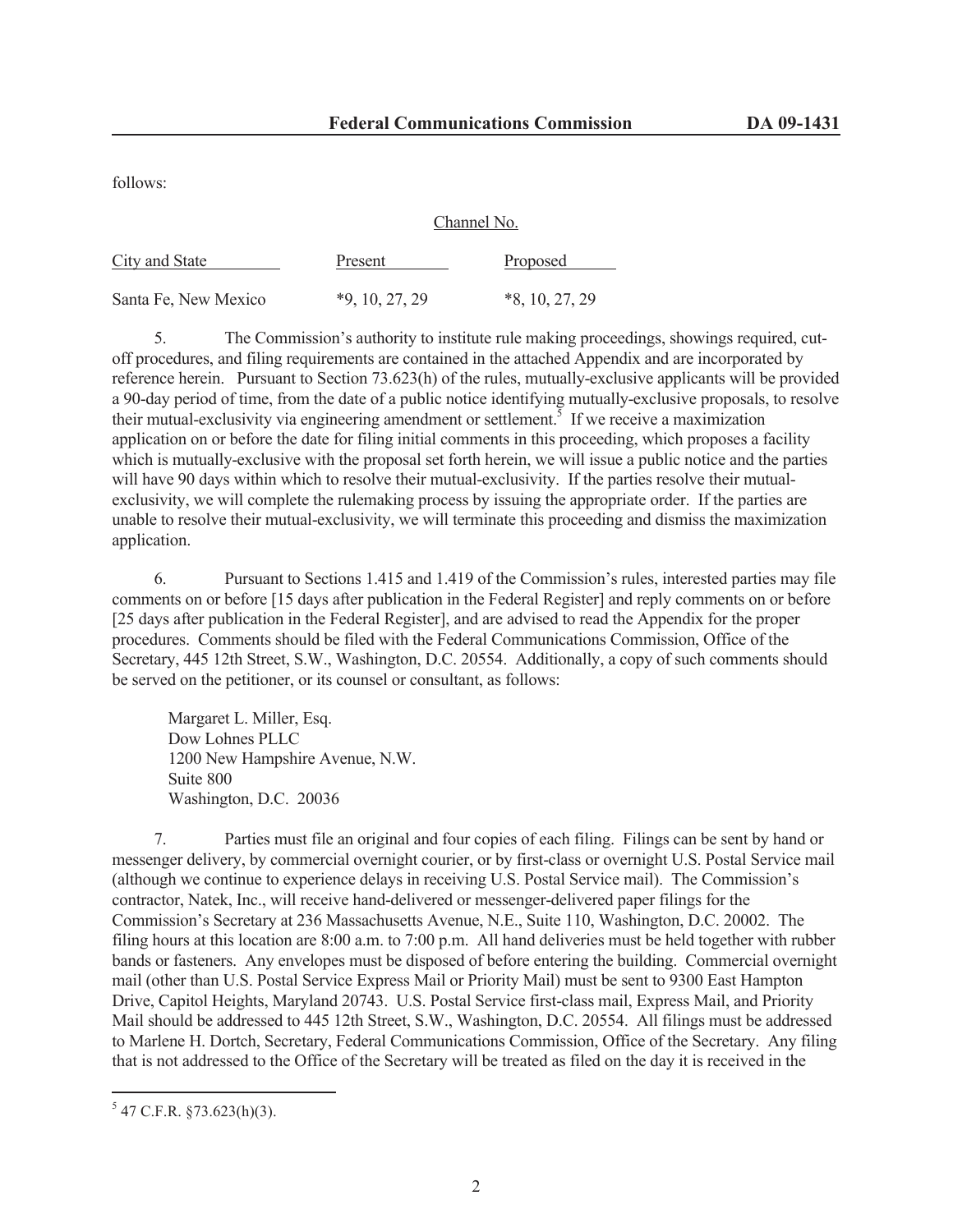follows:

| City and State | Channel No. Present | Proposed |
|---|---|---|
| Santa Fe, New Mexico | *9, 10, 27, 29 | *8, 10, 27, 29 |

5. The Commission's authority to institute rule making proceedings, showings required, cut-off procedures, and filing requirements are contained in the attached Appendix and are incorporated by reference herein. Pursuant to Section 73.623(h) of the rules, mutually-exclusive applicants will be provided a 90-day period of time, from the date of a public notice identifying mutually-exclusive proposals, to resolve their mutual-exclusivity via engineering amendment or settlement.[5] If we receive a maximization application on or before the date for filing initial comments in this proceeding, which proposes a facility which is mutually-exclusive with the proposal set forth herein, we will issue a public notice and the parties will have 90 days within which to resolve their mutual-exclusivity. If the parties resolve their mutual-exclusivity, we will complete the rulemaking process by issuing the appropriate order. If the parties are unable to resolve their mutual-exclusivity, we will terminate this proceeding and dismiss the maximization application.

6. Pursuant to Sections 1.415 and 1.419 of the Commission's rules, interested parties may file comments on or before [15 days after publication in the Federal Register] and reply comments on or before [25 days after publication in the Federal Register], and are advised to read the Appendix for the proper procedures. Comments should be filed with the Federal Communications Commission, Office of the Secretary, 445 12th Street, S.W., Washington, D.C. 20554. Additionally, a copy of such comments should be served on the petitioner, or its counsel or consultant, as follows:

Margaret L. Miller, Esq.
Dow Lohnes PLLC
1200 New Hampshire Avenue, N.W.
Suite 800
Washington, D.C. 20036

7. Parties must file an original and four copies of each filing. Filings can be sent by hand or messenger delivery, by commercial overnight courier, or by first-class or overnight U.S. Postal Service mail (although we continue to experience delays in receiving U.S. Postal Service mail). The Commission's contractor, Natek, Inc., will receive hand-delivered or messenger-delivered paper filings for the Commission's Secretary at 236 Massachusetts Avenue, N.E., Suite 110, Washington, D.C. 20002. The filing hours at this location are 8:00 a.m. to 7:00 p.m. All hand deliveries must be held together with rubber bands or fasteners. Any envelopes must be disposed of before entering the building. Commercial overnight mail (other than U.S. Postal Service Express Mail or Priority Mail) must be sent to 9300 East Hampton Drive, Capitol Heights, Maryland 20743. U.S. Postal Service first-class mail, Express Mail, and Priority Mail should be addressed to 445 12th Street, S.W., Washington, D.C. 20554. All filings must be addressed to Marlene H. Dortch, Secretary, Federal Communications Commission, Office of the Secretary. Any filing that is not addressed to the Office of the Secretary will be treated as filed on the day it is received in the

[5] 47 C.F.R. §73.623(h)(3).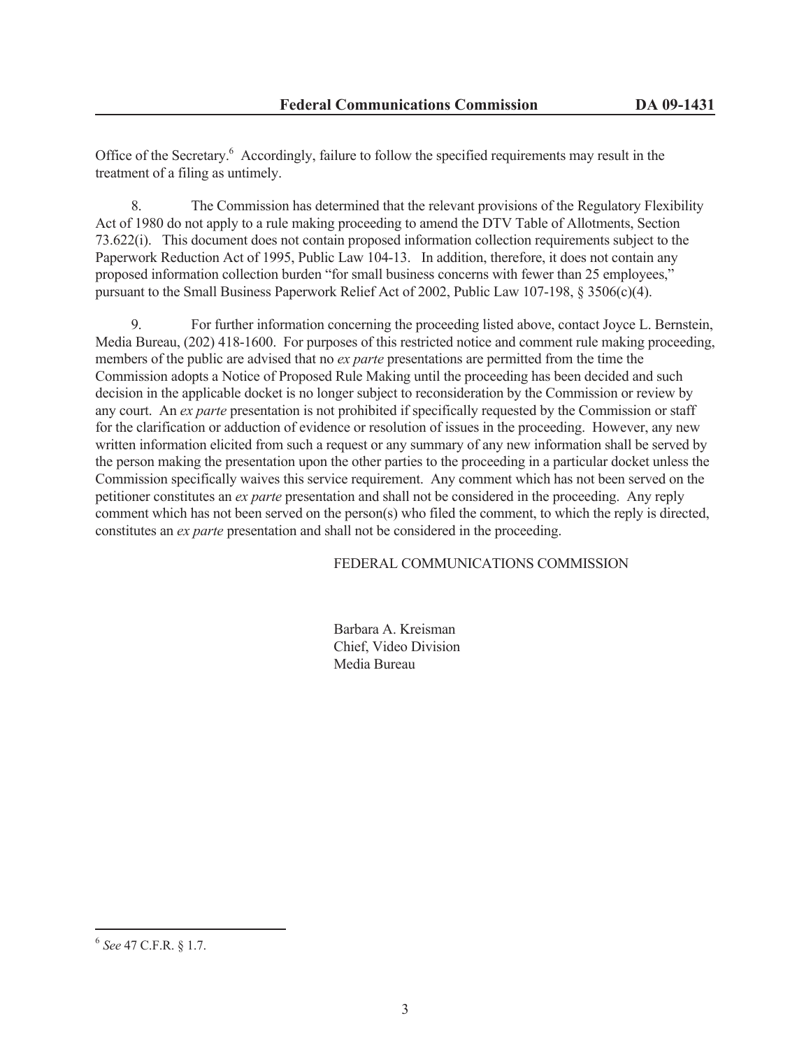Office of the Secretary.[6] Accordingly, failure to follow the specified requirements may result in the treatment of a filing as untimely.

8. The Commission has determined that the relevant provisions of the Regulatory Flexibility Act of 1980 do not apply to a rule making proceeding to amend the DTV Table of Allotments, Section 73.622(i). This document does not contain proposed information collection requirements subject to the Paperwork Reduction Act of 1995, Public Law 104-13. In addition, therefore, it does not contain any proposed information collection burden "for small business concerns with fewer than 25 employees," pursuant to the Small Business Paperwork Relief Act of 2002, Public Law 107-198, § 3506(c)(4).

9. For further information concerning the proceeding listed above, contact Joyce L. Bernstein, Media Bureau, (202) 418-1600. For purposes of this restricted notice and comment rule making proceeding, members of the public are advised that no *ex parte* presentations are permitted from the time the Commission adopts a Notice of Proposed Rule Making until the proceeding has been decided and such decision in the applicable docket is no longer subject to reconsideration by the Commission or review by any court. An *ex parte* presentation is not prohibited if specifically requested by the Commission or staff for the clarification or adduction of evidence or resolution of issues in the proceeding. However, any new written information elicited from such a request or any summary of any new information shall be served by the person making the presentation upon the other parties to the proceeding in a particular docket unless the Commission specifically waives this service requirement. Any comment which has not been served on the petitioner constitutes an *ex parte* presentation and shall not be considered in the proceeding. Any reply comment which has not been served on the person(s) who filed the comment, to which the reply is directed, constitutes an *ex parte* presentation and shall not be considered in the proceeding.

FEDERAL COMMUNICATIONS COMMISSION

Barbara A. Kreisman
Chief, Video Division
Media Bureau

---

[6] *See* 47 C.F.R. § 1.7.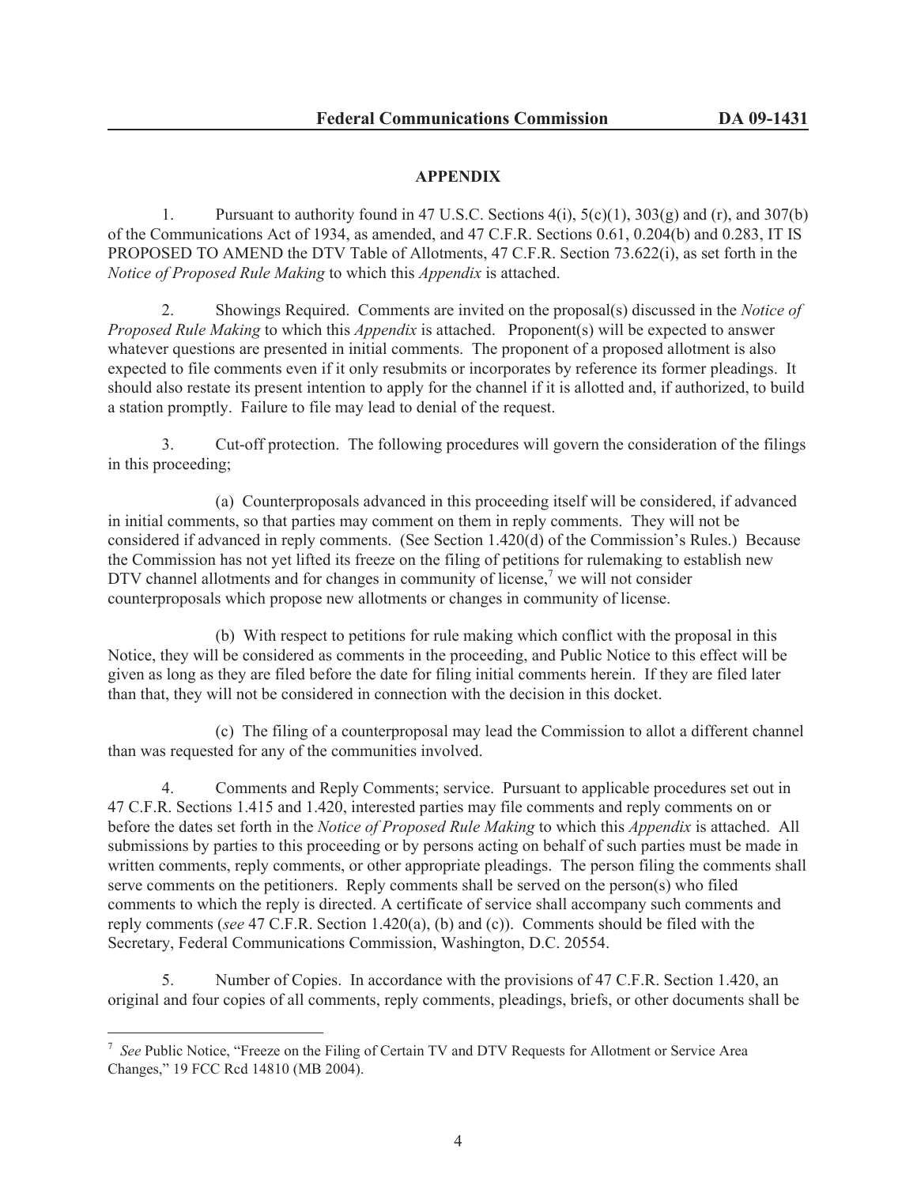## APPENDIX

1. Pursuant to authority found in 47 U.S.C. Sections 4(i), 5(c)(1), 303(g) and (r), and 307(b) of the Communications Act of 1934, as amended, and 47 C.F.R. Sections 0.61, 0.204(b) and 0.283, IT IS PROPOSED TO AMEND the DTV Table of Allotments, 47 C.F.R. Section 73.622(i), as set forth in the *Notice of Proposed Rule Making* to which this *Appendix* is attached.

2. Showings Required. Comments are invited on the proposal(s) discussed in the *Notice of Proposed Rule Making* to which this *Appendix* is attached. Proponent(s) will be expected to answer whatever questions are presented in initial comments. The proponent of a proposed allotment is also expected to file comments even if it only resubmits or incorporates by reference its former pleadings. It should also restate its present intention to apply for the channel if it is allotted and, if authorized, to build a station promptly. Failure to file may lead to denial of the request.

3. Cut-off protection. The following procedures will govern the consideration of the filings in this proceeding;

(a) Counterproposals advanced in this proceeding itself will be considered, if advanced in initial comments, so that parties may comment on them in reply comments. They will not be considered if advanced in reply comments. (See Section 1.420(d) of the Commission's Rules.) Because the Commission has not yet lifted its freeze on the filing of petitions for rulemaking to establish new DTV channel allotments and for changes in community of license,[7] we will not consider counterproposals which propose new allotments or changes in community of license.

(b) With respect to petitions for rule making which conflict with the proposal in this Notice, they will be considered as comments in the proceeding, and Public Notice to this effect will be given as long as they are filed before the date for filing initial comments herein. If they are filed later than that, they will not be considered in connection with the decision in this docket.

(c) The filing of a counterproposal may lead the Commission to allot a different channel than was requested for any of the communities involved.

4. Comments and Reply Comments; service. Pursuant to applicable procedures set out in 47 C.F.R. Sections 1.415 and 1.420, interested parties may file comments and reply comments on or before the dates set forth in the *Notice of Proposed Rule Making* to which this *Appendix* is attached. All submissions by parties to this proceeding or by persons acting on behalf of such parties must be made in written comments, reply comments, or other appropriate pleadings. The person filing the comments shall serve comments on the petitioners. Reply comments shall be served on the person(s) who filed comments to which the reply is directed. A certificate of service shall accompany such comments and reply comments (*see* 47 C.F.R. Section 1.420(a), (b) and (c)). Comments should be filed with the Secretary, Federal Communications Commission, Washington, D.C. 20554.

5. Number of Copies. In accordance with the provisions of 47 C.F.R. Section 1.420, an original and four copies of all comments, reply comments, pleadings, briefs, or other documents shall be

---

[7] *See* Public Notice, "Freeze on the Filing of Certain TV and DTV Requests for Allotment or Service Area Changes," 19 FCC Rcd 14810 (MB 2004).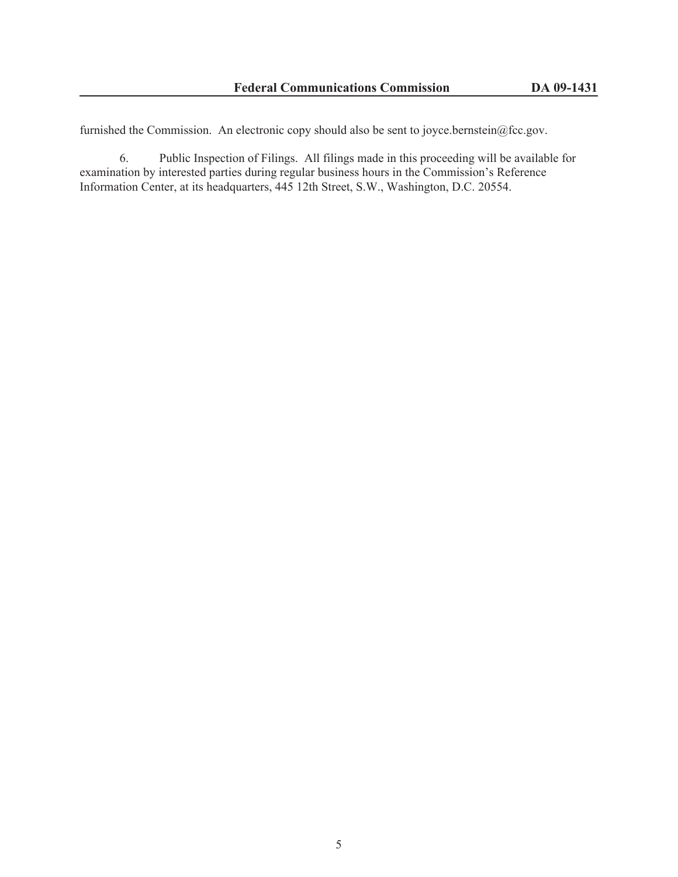furnished the Commission. An electronic copy should also be sent to joyce.bernstein@fcc.gov.

6. Public Inspection of Filings. All filings made in this proceeding will be available for examination by interested parties during regular business hours in the Commission's Reference Information Center, at its headquarters, 445 12th Street, S.W., Washington, D.C. 20554.